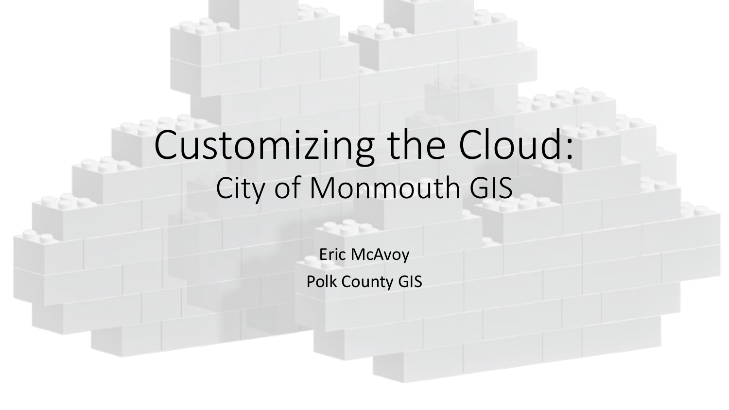# Customizing the Cloud:

## City of Monmouth GIS

Eric McAvoy

Polk County GIS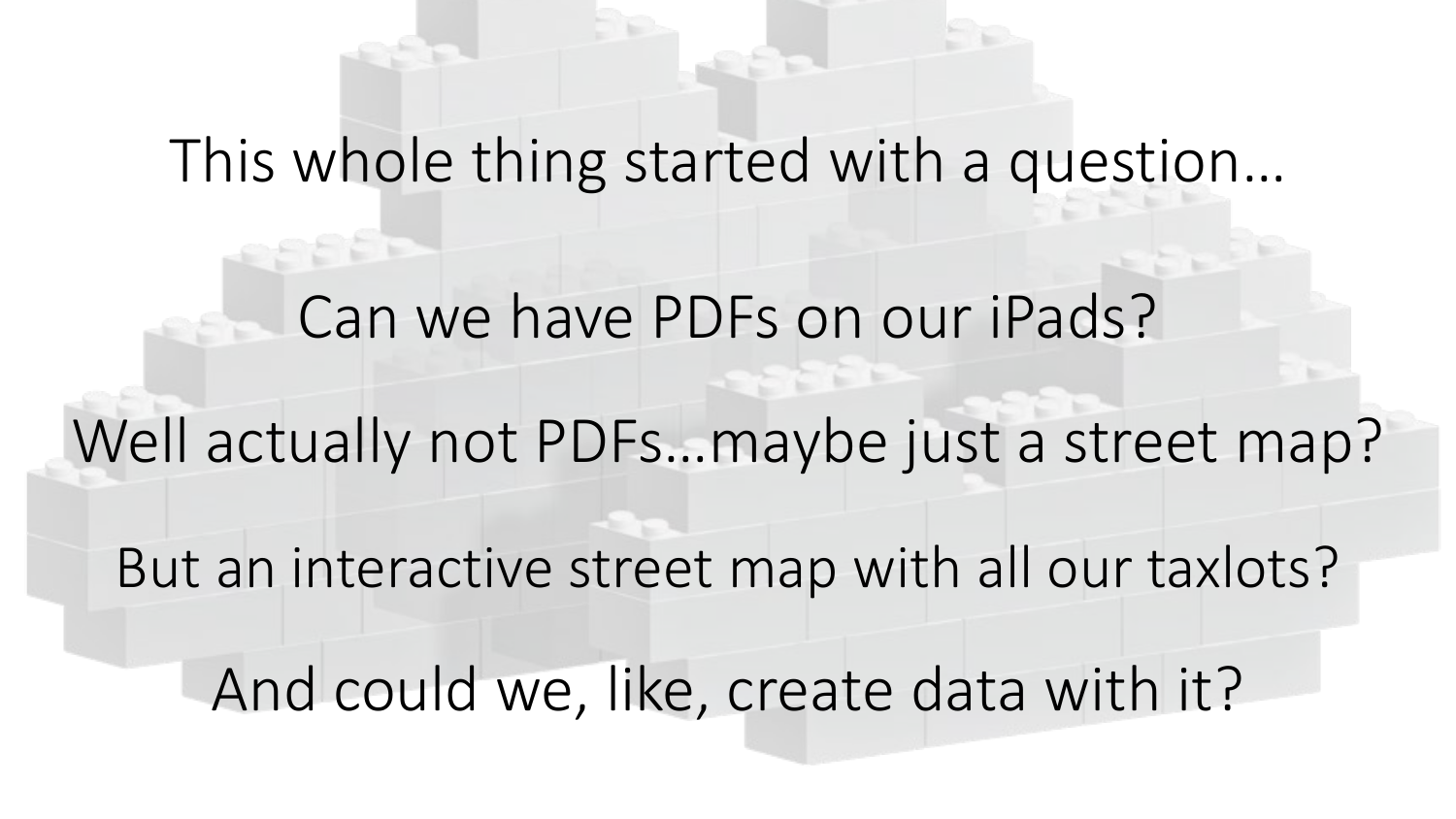This whole thing started with a question…

Can we have PDFs on our iPads?

Well actually not PDFs…maybe just a street map?

But an interactive street map with all our taxlots?

And could we, like, create data with it?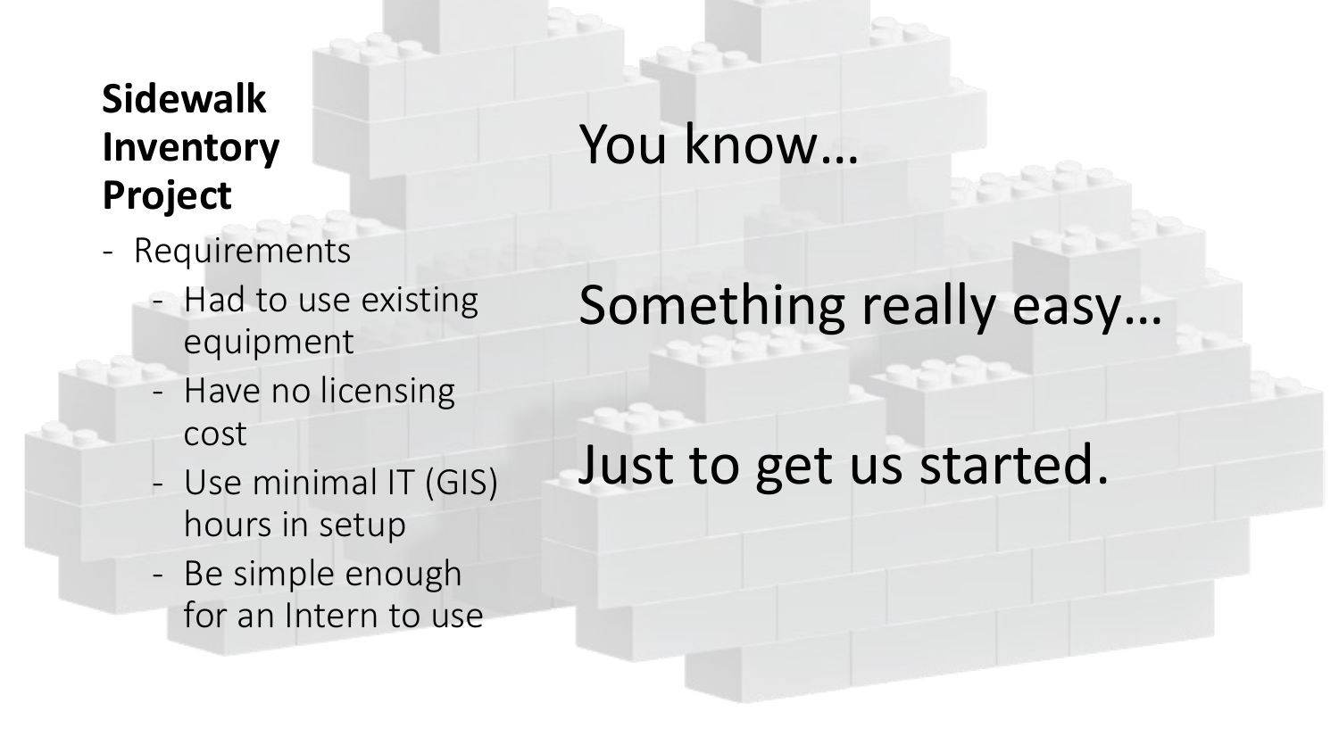**Sidewalk Inventory Project**

- Requirements
  - Had to use existing equipment
  - Have no licensing cost
  - Use minimal IT (GIS) hours in setup
  - Be simple enough for an Intern to use

You know…

Something really easy…

Just to get us started.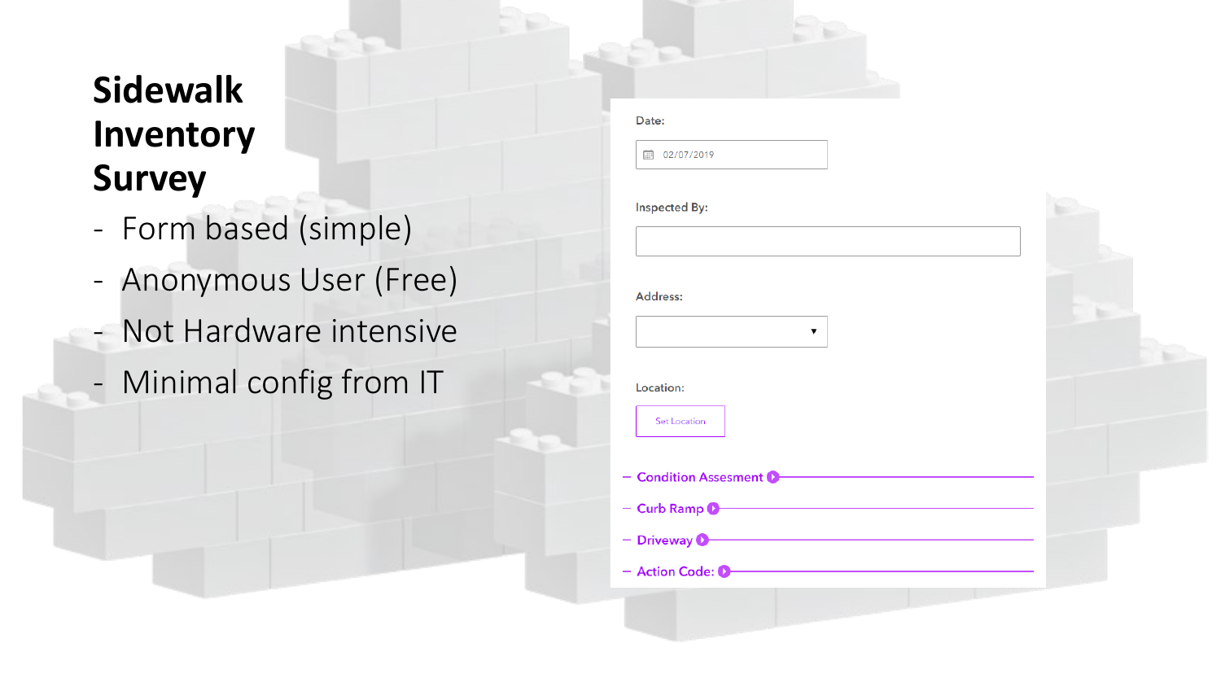# Sidewalk Inventory Survey

- Form based (simple)
- Anonymous User (Free)
- Not Hardware intensive
- Minimal config from IT

Date:

02/07/2019

Inspected By:

Address:

Location:

Set Location

Condition Assesment

Curb Ramp

Driveway

Action Code: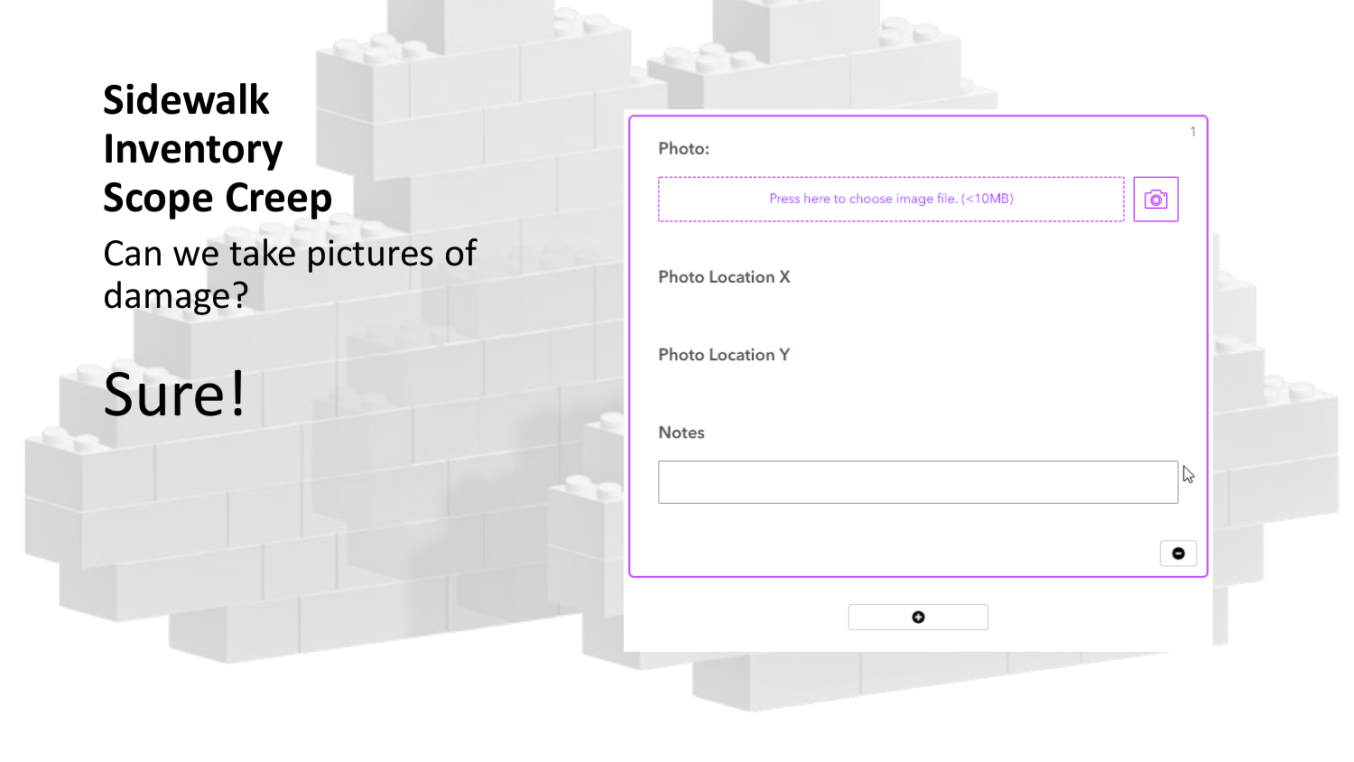# Sidewalk Inventory Scope Creep

Can we take pictures of damage?

Sure!

1

Photo:

Press here to choose image file. (<10MB)

Photo Location X

Photo Location Y

Notes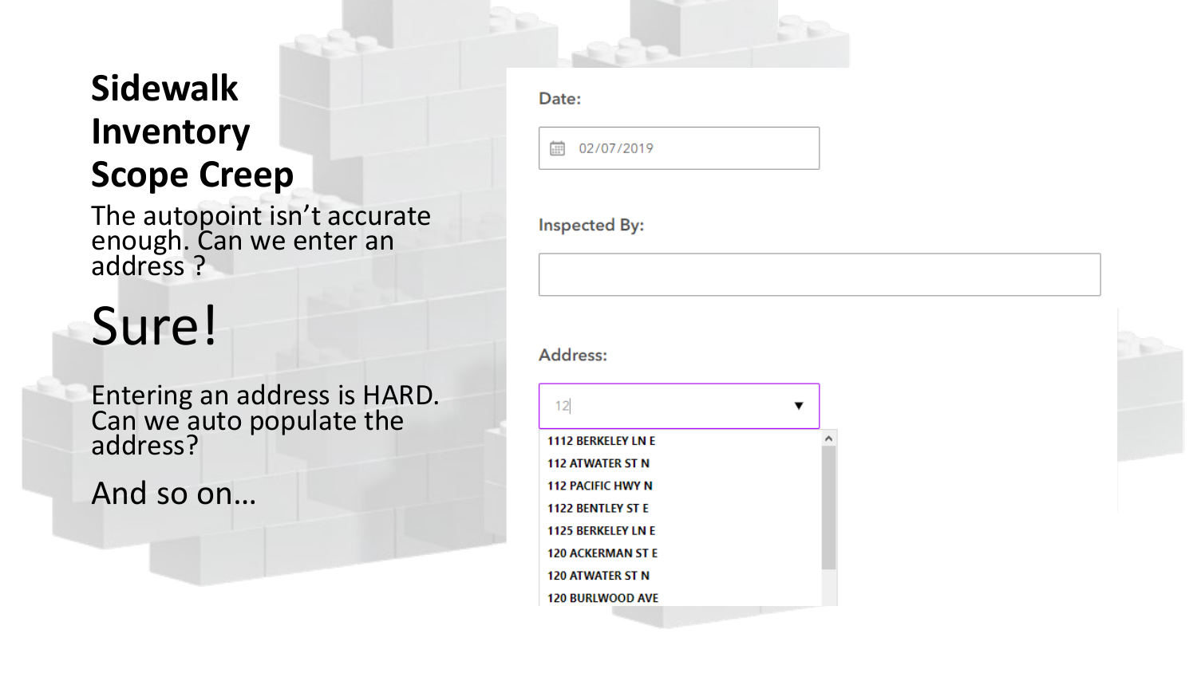# Sidewalk Inventory Scope Creep

The autopoint isn't accurate enough. Can we enter an address ?

## Sure!

Entering an address is HARD. Can we auto populate the address?

And so on…

Date:

02/07/2019

Inspected By:

Address:

12

- 1112 BERKELEY LN E
- 112 ATWATER ST N
- 112 PACIFIC HWY N
- 1122 BENTLEY ST E
- 1125 BERKELEY LN E
- 120 ACKERMAN ST E
- 120 ATWATER ST N
- 120 BURLWOOD AVE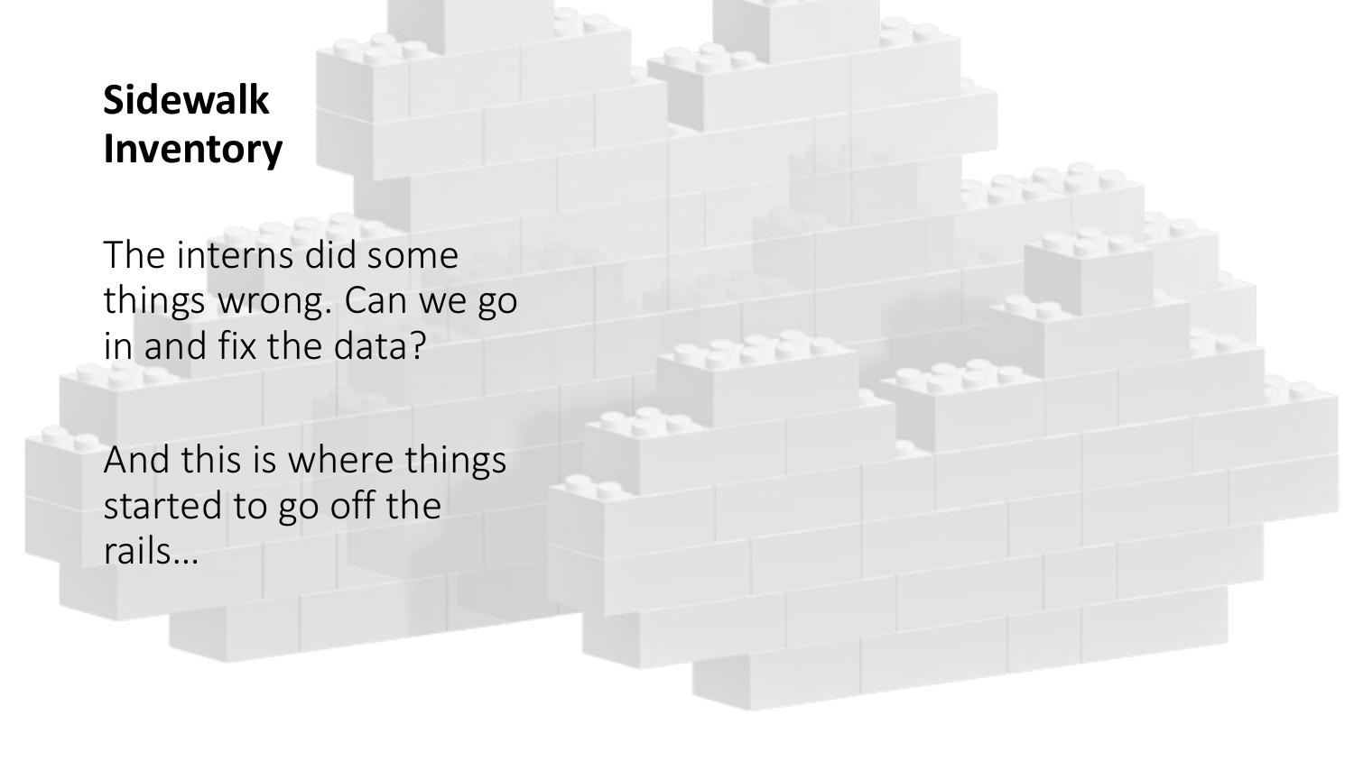## Sidewalk Inventory

The interns did some things wrong. Can we go in and fix the data?

And this is where things started to go off the rails…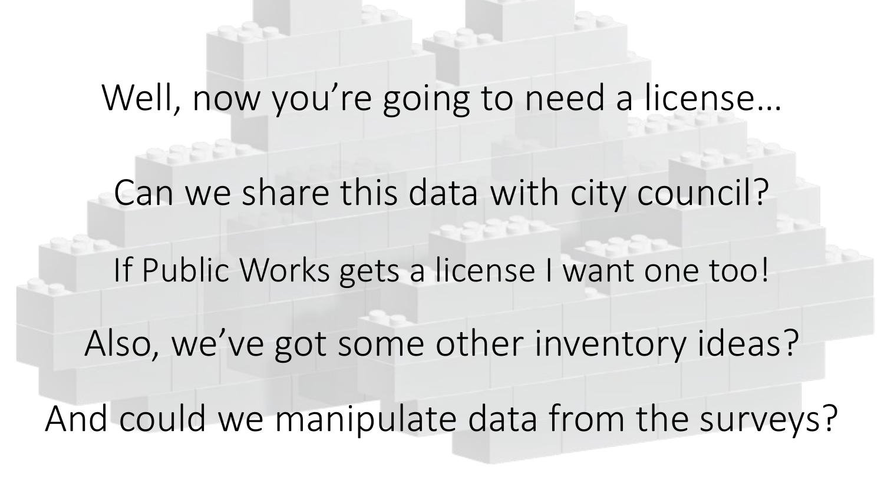Well, now you're going to need a license…

Can we share this data with city council?

If Public Works gets a license I want one too!

Also, we've got some other inventory ideas?

And could we manipulate data from the surveys?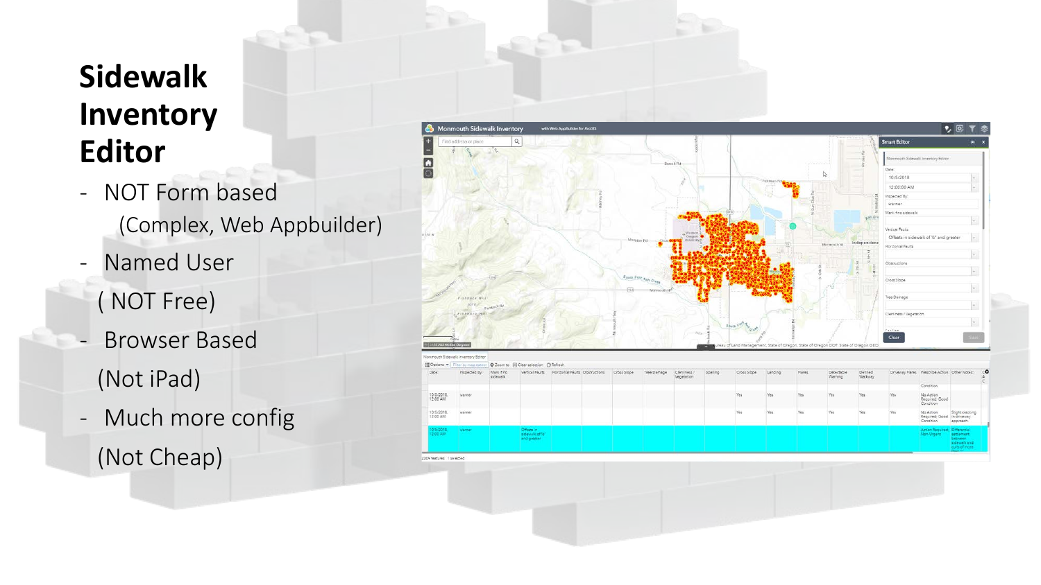# Sidewalk Inventory Editor

- NOT Form based
  (Complex, Web Appbuilder)
- Named User
  ( NOT Free)
- Browser Based
  (Not iPad)
- Much more config
  (Not Cheap)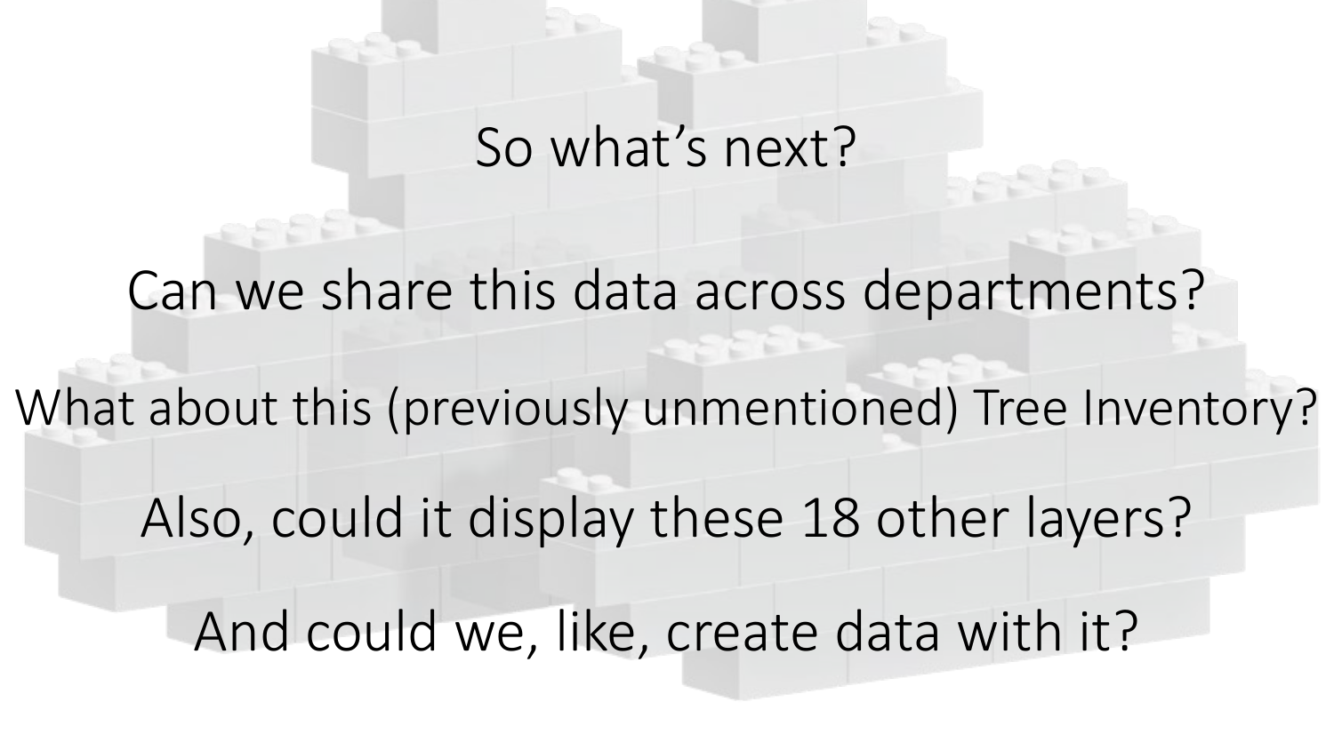# So what's next?

Can we share this data across departments?

What about this (previously unmentioned) Tree Inventory?

Also, could it display these 18 other layers?

And could we, like, create data with it?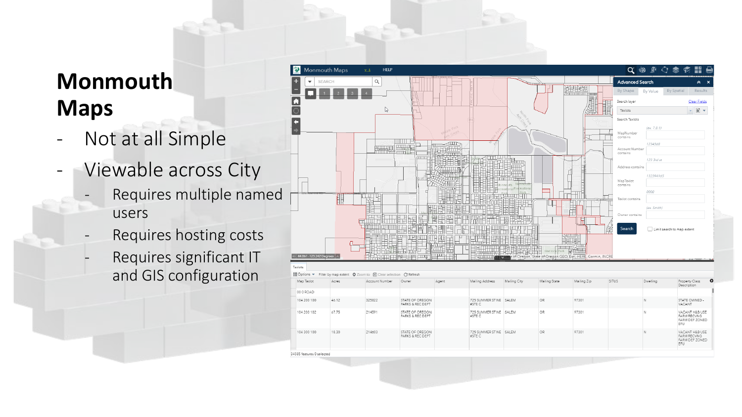# Monmouth Maps

- Not at all Simple
- Viewable across City
  - Requires multiple named users
  - Requires hosting costs
  - Requires significant IT and GIS configuration